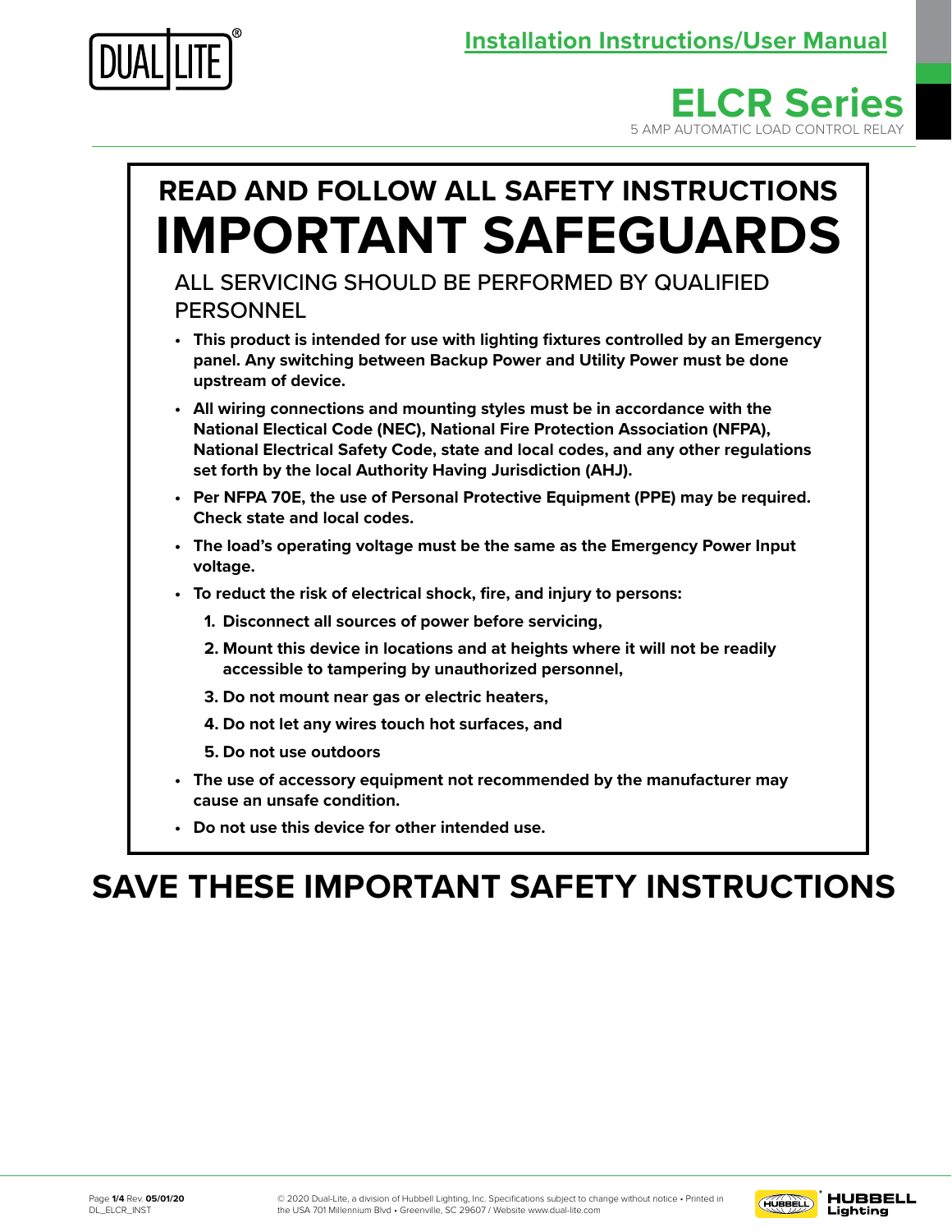Installation Instructions/User Manual

# ELCR Series

5 AMP AUTOMATIC LOAD CONTROL RELAY

## READ AND FOLLOW ALL SAFETY INSTRUCTIONS

# IMPORTANT SAFEGUARDS

ALL SERVICING SHOULD BE PERFORMED BY QUALIFIED PERSONNEL

- **This product is intended for use with lighting fixtures controlled by an Emergency panel. Any switching between Backup Power and Utility Power must be done upstream of device.**
- **All wiring connections and mounting styles must be in accordance with the National Electical Code (NEC), National Fire Protection Association (NFPA), National Electrical Safety Code, state and local codes, and any other regulations set forth by the local Authority Having Jurisdiction (AHJ).**
- **Per NFPA 70E, the use of Personal Protective Equipment (PPE) may be required. Check state and local codes.**
- **The load's operating voltage must be the same as the Emergency Power Input voltage.**
- **To reduct the risk of electrical shock, fire, and injury to persons:**
  1. **Disconnect all sources of power before servicing,**
  2. **Mount this device in locations and at heights where it will not be readily accessible to tampering by unauthorized personnel,**
  3. **Do not mount near gas or electric heaters,**
  4. **Do not let any wires touch hot surfaces, and**
  5. **Do not use outdoors**
- **The use of accessory equipment not recommended by the manufacturer may cause an unsafe condition.**
- **Do not use this device for other intended use.**

# SAVE THESE IMPORTANT SAFETY INSTRUCTIONS

Rev. **05/01/20**
DL_ELCR_INST

© 2020 Dual-Lite, a division of Hubbell Lighting, Inc. Specifications subject to change without notice • Printed in the USA 701 Millennium Blvd • Greenville, SC 29607 / Website www.dual-lite.com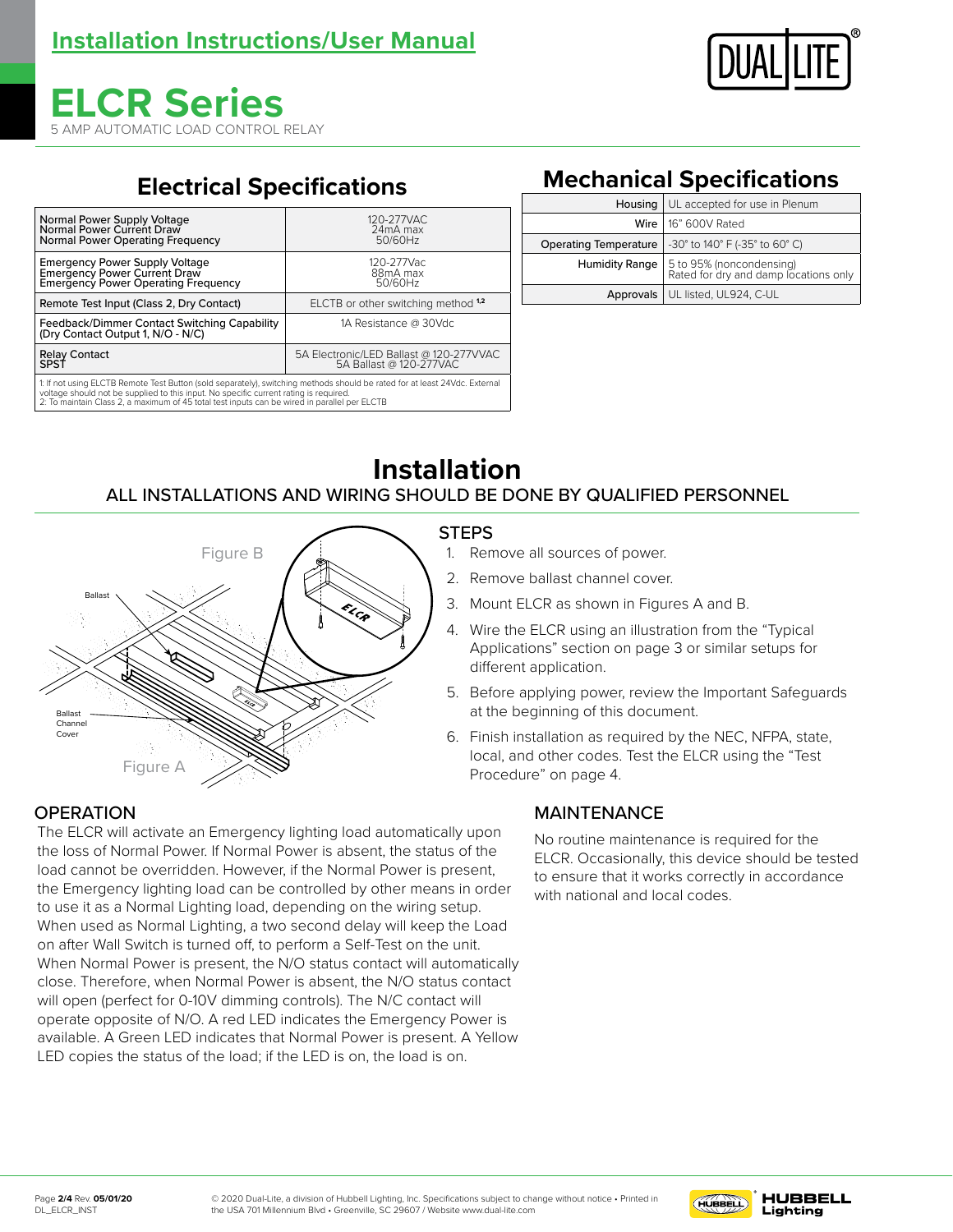# Installation Instructions/User Manual

# ELCR Series

5 AMP AUTOMATIC LOAD CONTROL RELAY

## Electrical Specifications

| | |
|---|---|
| Normal Power Supply Voltage<br>Normal Power Current Draw<br>Normal Power Operating Frequency | 120-277VAC<br>24mA max<br>50/60Hz |
| Emergency Power Supply Voltage<br>Emergency Power Current Draw<br>Emergency Power Operating Frequency | 120-277Vac<br>88mA max<br>50/60Hz |
| Remote Test Input (Class 2, Dry Contact) | ELCTB or other switching method [1,2] |
| Feedback/Dimmer Contact Switching Capability (Dry Contact Output 1, N/O - N/C) | 1A Resistance @ 30Vdc |
| Relay Contact<br>SPST | 5A Electronic/LED Ballast @ 120-277VVAC<br>5A Ballast @ 120-277VAC |

1: If not using ELCTB Remote Test Button (sold separately), switching methods should be rated for at least 24Vdc. External voltage should not be supplied to this input. No specific current rating is required.
2: To maintain Class 2, a maximum of 45 total test inputs can be wired in parallel per ELCTB

## Mechanical Specifications

| | |
|---|---|
| Housing | UL accepted for use in Plenum |
| Wire | 16" 600V Rated |
| Operating Temperature | -30° to 140° F (-35° to 60° C) |
| Humidity Range | 5 to 95% (noncondensing)<br>Rated for dry and damp locations only |
| Approvals | UL listed, UL924, C-UL |

## Installation

ALL INSTALLATIONS AND WIRING SHOULD BE DONE BY QUALIFIED PERSONNEL

Figure B

Ballast

Ballast Channel Cover

Figure A

### STEPS

1. Remove all sources of power.
2. Remove ballast channel cover.
3. Mount ELCR as shown in Figures A and B.
4. Wire the ELCR using an illustration from the "Typical Applications" section on page 3 or similar setups for different application.
5. Before applying power, review the Important Safeguards at the beginning of this document.
6. Finish installation as required by the NEC, NFPA, state, local, and other codes. Test the ELCR using the "Test Procedure" on page 4.

### OPERATION

The ELCR will activate an Emergency lighting load automatically upon the loss of Normal Power. If Normal Power is absent, the status of the load cannot be overridden. However, if the Normal Power is present, the Emergency lighting load can be controlled by other means in order to use it as a Normal Lighting load, depending on the wiring setup. When used as Normal Lighting, a two second delay will keep the Load on after Wall Switch is turned off, to perform a Self-Test on the unit. When Normal Power is present, the N/O status contact will automatically close. Therefore, when Normal Power is absent, the N/O status contact will open (perfect for 0-10V dimming controls). The N/C contact will operate opposite of N/O. A red LED indicates the Emergency Power is available. A Green LED indicates that Normal Power is present. A Yellow LED copies the status of the load; if the LED is on, the load is on.

### MAINTENANCE

No routine maintenance is required for the ELCR. Occasionally, this device should be tested to ensure that it works correctly in accordance with national and local codes.

© 2020 Dual-Lite, a division of Hubbell Lighting, Inc. Specifications subject to change without notice • Printed in the USA 701 Millennium Blvd • Greenville, SC 29607 / Website www.dual-lite.com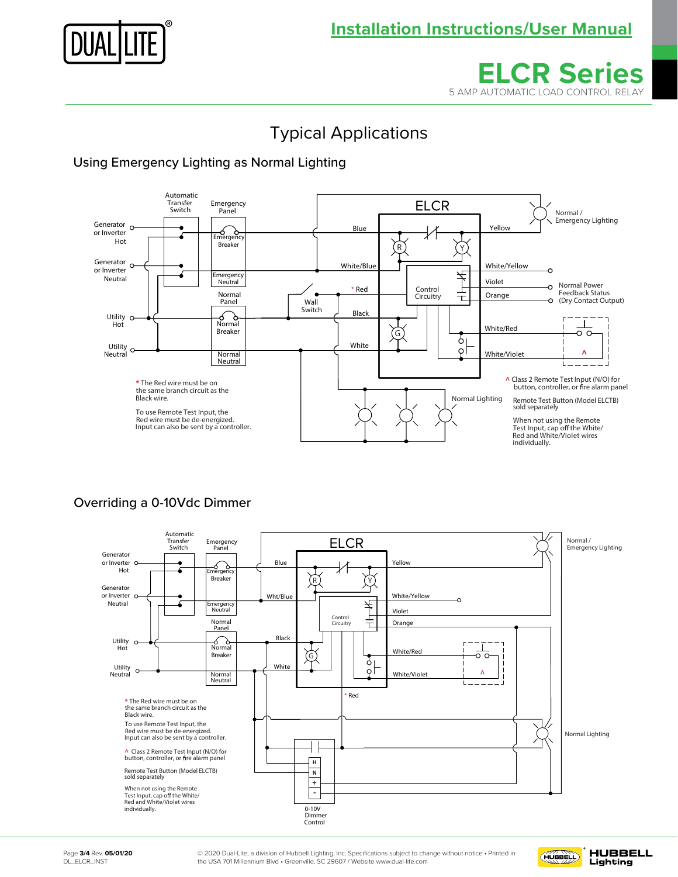# Typical Applications

## Using Emergency Lighting as Normal Lighting

Automatic Transfer Switch

Emergency Panel

Generator or Inverter Hot

Emergency Breaker

Generator or Inverter Neutral

Emergency Neutral

Normal Panel

Utility Hot

Normal Breaker

Utility Neutral

Normal Neutral

Wall Switch

ELCR

Blue

White/Blue

* Red

Black

White

Yellow

White/Yellow

Violet

Orange

White/Red

White/Violet

Control Circuitry

Normal / Emergency Lighting

Normal Power Feedback Status (Dry Contact Output)

Normal Lighting

* The Red wire must be on the same branch circuit as the Black wire.

To use Remote Test Input, the Red wire must be de-energized. Input can also be sent by a controller.

^ Class 2 Remote Test Input (N/O) for button, controller, or fire alarm panel

Remote Test Button (Model ELCTB) sold separately

When not using the Remote Test Input, cap off the White/Red and White/Violet wires individually.

## Overriding a 0-10Vdc Dimmer

Automatic Transfer Switch

Emergency Panel

Generator or Inverter Hot

Emergency Breaker

Generator or Inverter Neutral

Emergency Neutral

Normal Panel

Utility Hot

Normal Breaker

Utility Neutral

Normal Neutral

ELCR

Blue

Wht/Blue

Black

White

Yellow

White/Yellow

Violet

Orange

White/Red

White/Violet

Control Circuitry

* Red

Normal / Emergency Lighting

Normal Lighting

0-10V Dimmer Control (H, N, +, -)

* The Red wire must be on the same branch circuit as the Black wire.

To use Remote Test Input, the Red wire must be de-energized. Input can also be sent by a controller.

^ Class 2 Remote Test Input (N/O) for button, controller, or fire alarm panel

Remote Test Button (Model ELCTB) sold separately

When not using the Remote Test Input, cap off the White/Red and White/Violet wires individually.

Page 3/4 Rev. 05/01/20
DL_ELCR_INST

© 2020 Dual-Lite, a division of Hubbell Lighting, Inc. Specifications subject to change without notice • Printed in the USA 701 Millennium Blvd • Greenville, SC 29607 / Website www.dual-lite.com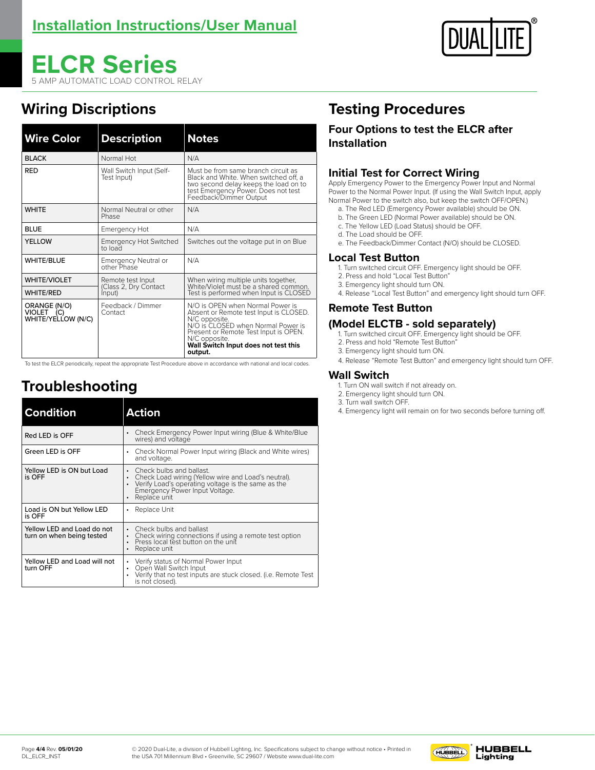# Installation Instructions/User Manual

# ELCR Series

5 AMP AUTOMATIC LOAD CONTROL RELAY

## Wiring Discriptions

| Wire Color | Description | Notes |
|---|---|---|
| BLACK | Normal Hot | N/A |
| RED | Wall Switch Input (Self-Test Input) | Must be from same branch circuit as Black and White. When switched off, a two second delay keeps the load on to test Emergency Power. Does not test Feedback/Dimmer Output |
| WHITE | Normal Neutral or other Phase | N/A |
| BLUE | Emergency Hot | N/A |
| YELLOW | Emergency Hot Switched to load | Switches out the voltage put in on Blue |
| WHITE/BLUE | Emergency Neutral or other Phase | N/A |
| WHITE/VIOLET<br>WHITE/RED | Remote test Input (Class 2, Dry Contact Input) | When wiring multiple units together, White/Violet must be a shared common. Test is performed when Input is CLOSED |
| ORANGE (N/O)<br>VIOLET (C)<br>WHITE/YELLOW (N/C) | Feedback / Dimmer Contact | N/O is OPEN when Normal Power is Absent or Remote test Input is CLOSED. N/C opposite.<br>N/O is CLOSED when Normal Power is Present or Remote Test Input is OPEN. N/C opposite.<br>**Wall Switch Input does not test this output.** |

To test the ELCR periodically, repeat the appropriate Test Procedure above in accordance with national and local codes.

## Troubleshooting

| Condition | Action |
|---|---|
| Red LED is OFF | • Check Emergency Power Input wiring (Blue & White/Blue wires) and voltage |
| Green LED is OFF | • Check Normal Power Input wiring (Black and White wires) and voltage. |
| Yellow LED is ON but Load is OFF | • Check bulbs and ballast.<br>• Check Load wiring (Yellow wire and Load's neutral).<br>• Verify Load's operating voltage is the same as the Emergency Power Input Voltage.<br>• Replace unit |
| Load is ON but Yellow LED is OFF | • Replace Unit |
| Yellow LED and Load do not turn on when being tested | • Check bulbs and ballast<br>• Check wiring connections if using a remote test option<br>• Press local test button on the unit<br>• Replace unit |
| Yellow LED and Load will not turn OFF | • Verify status of Normal Power Input<br>• Open Wall Switch Input<br>• Verify that no test inputs are stuck closed. (i.e. Remote Test is not closed). |

## Testing Procedures

### Four Options to test the ELCR after Installation

### Initial Test for Correct Wiring

Apply Emergency Power to the Emergency Power Input and Normal Power to the Normal Power Input. (If using the Wall Switch Input, apply Normal Power to the switch also, but keep the switch OFF/OPEN.)

a. The Red LED (Emergency Power available) should be ON.
b. The Green LED (Normal Power available) should be ON.
c. The Yellow LED (Load Status) should be OFF.
d. The Load should be OFF.
e. The Feedback/Dimmer Contact (N/O) should be CLOSED.

### Local Test Button

1. Turn switched circuit OFF. Emergency light should be OFF.
2. Press and hold "Local Test Button"
3. Emergency light should turn ON.
4. Release "Local Test Button" and emergency light should turn OFF.

### Remote Test Button

### (Model ELCTB - sold separately)

1. Turn switched circuit OFF. Emergency light should be OFF.
2. Press and hold "Remote Test Button"
3. Emergency light should turn ON.
4. Release "Remote Test Button" and emergency light should turn OFF.

### Wall Switch

1. Turn ON wall switch if not already on.
2. Emergency light should turn ON.
3. Turn wall switch OFF.
4. Emergency light will remain on for two seconds before turning off.

Page 4/4 Rev. **05/01/20**
DL_ELCR_INST

© 2020 Dual-Lite, a division of Hubbell Lighting, Inc. Specifications subject to change without notice • Printed in the USA 701 Millennium Blvd • Greenville, SC 29607 / Website www.dual-lite.com